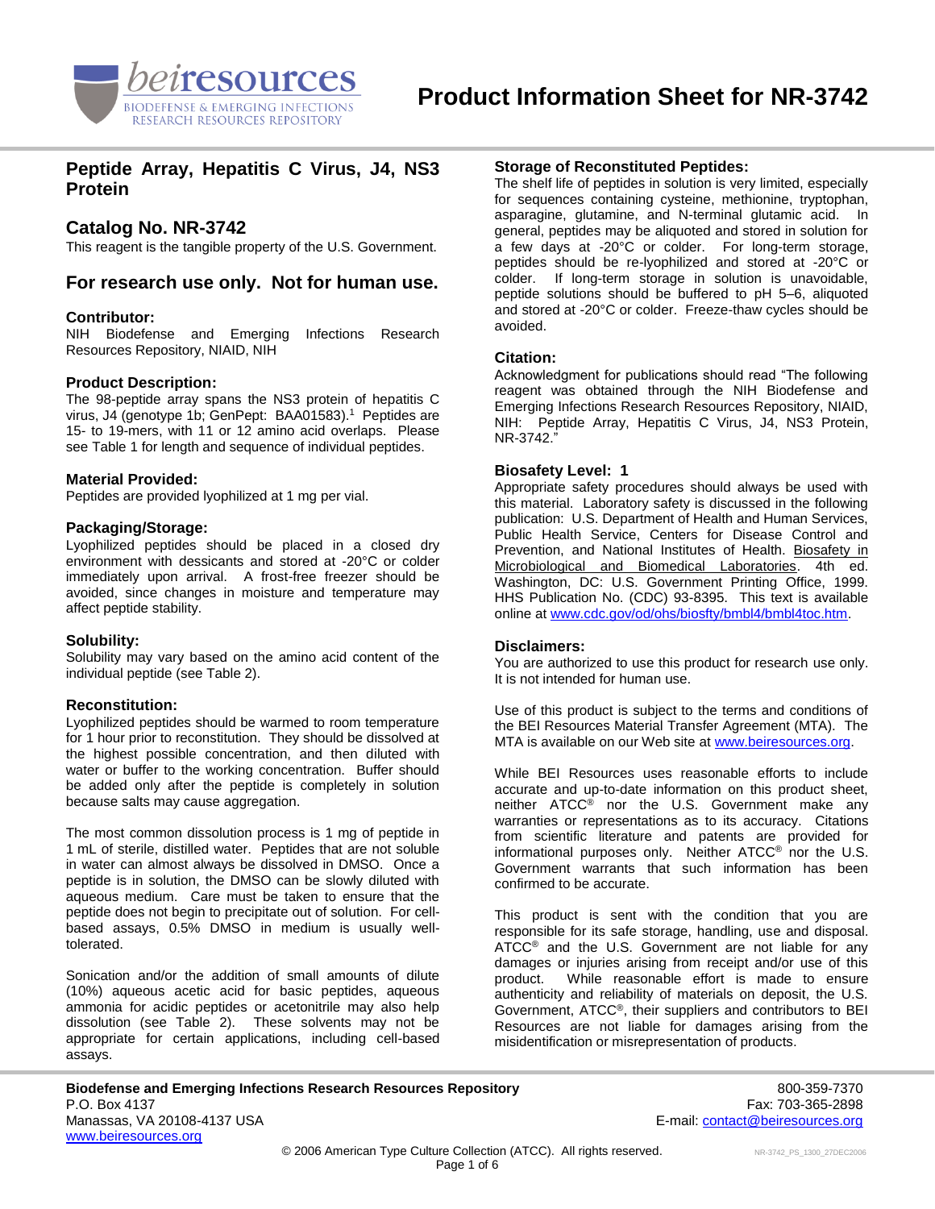# Product Information Sheet for NR-3742

## Peptide Array, Hepatitis C Virus, J4, NS3 Protein

## Catalog No. NR-3742

This reagent is the tangible property of the U.S. Government.

## For research use only. Not for human use.

### Contributor:

NIH Biodefense and Emerging Infections Research Resources Repository, NIAID, NIH

### Product Description:

The 98-peptide array spans the NS3 protein of hepatitis C virus, J4 (genotype 1b; GenPept: BAA01583).[1] Peptides are 15- to 19-mers, with 11 or 12 amino acid overlaps. Please see Table 1 for length and sequence of individual peptides.

### Material Provided:

Peptides are provided lyophilized at 1 mg per vial.

### Packaging/Storage:

Lyophilized peptides should be placed in a closed dry environment with dessicants and stored at -20°C or colder immediately upon arrival. A frost-free freezer should be avoided, since changes in moisture and temperature may affect peptide stability.

### Solubility:

Solubility may vary based on the amino acid content of the individual peptide (see Table 2).

### Reconstitution:

Lyophilized peptides should be warmed to room temperature for 1 hour prior to reconstitution. They should be dissolved at the highest possible concentration, and then diluted with water or buffer to the working concentration. Buffer should be added only after the peptide is completely in solution because salts may cause aggregation.

The most common dissolution process is 1 mg of peptide in 1 mL of sterile, distilled water. Peptides that are not soluble in water can almost always be dissolved in DMSO. Once a peptide is in solution, the DMSO can be slowly diluted with aqueous medium. Care must be taken to ensure that the peptide does not begin to precipitate out of solution. For cell-based assays, 0.5% DMSO in medium is usually well-tolerated.

Sonication and/or the addition of small amounts of dilute (10%) aqueous acetic acid for basic peptides, aqueous ammonia for acidic peptides or acetonitrile may also help dissolution (see Table 2). These solvents may not be appropriate for certain applications, including cell-based assays.

### Storage of Reconstituted Peptides:

The shelf life of peptides in solution is very limited, especially for sequences containing cysteine, methionine, tryptophan, asparagine, glutamine, and N-terminal glutamic acid. In general, peptides may be aliquoted and stored in solution for a few days at -20°C or colder. For long-term storage, peptides should be re-lyophilized and stored at -20°C or colder. If long-term storage in solution is unavoidable, peptide solutions should be buffered to pH 5–6, aliquoted and stored at -20°C or colder. Freeze-thaw cycles should be avoided.

### Citation:

Acknowledgment for publications should read "The following reagent was obtained through the NIH Biodefense and Emerging Infections Research Resources Repository, NIAID, NIH: Peptide Array, Hepatitis C Virus, J4, NS3 Protein, NR-3742."

### Biosafety Level: 1

Appropriate safety procedures should always be used with this material. Laboratory safety is discussed in the following publication: U.S. Department of Health and Human Services, Public Health Service, Centers for Disease Control and Prevention, and National Institutes of Health. Biosafety in Microbiological and Biomedical Laboratories. 4th ed. Washington, DC: U.S. Government Printing Office, 1999. HHS Publication No. (CDC) 93-8395. This text is available online at www.cdc.gov/od/ohs/biosfty/bmbl4/bmbl4toc.htm.

### Disclaimers:

You are authorized to use this product for research use only. It is not intended for human use.

Use of this product is subject to the terms and conditions of the BEI Resources Material Transfer Agreement (MTA). The MTA is available on our Web site at www.beiresources.org.

While BEI Resources uses reasonable efforts to include accurate and up-to-date information on this product sheet, neither ATCC® nor the U.S. Government make any warranties or representations as to its accuracy. Citations from scientific literature and patents are provided for informational purposes only. Neither ATCC® nor the U.S. Government warrants that such information has been confirmed to be accurate.

This product is sent with the condition that you are responsible for its safe storage, handling, use and disposal. ATCC® and the U.S. Government are not liable for any damages or injuries arising from receipt and/or use of this product. While reasonable effort is made to ensure authenticity and reliability of materials on deposit, the U.S. Government, ATCC®, their suppliers and contributors to BEI Resources are not liable for damages arising from the misidentification or misrepresentation of products.

**Biodefense and Emerging Infections Research Resources Repository**
P.O. Box 4137
Manassas, VA 20108-4137 USA
www.beiresources.org

800-359-7370
Fax: 703-365-2898
E-mail: contact@beiresources.org

© 2006 American Type Culture Collection (ATCC). All rights reserved.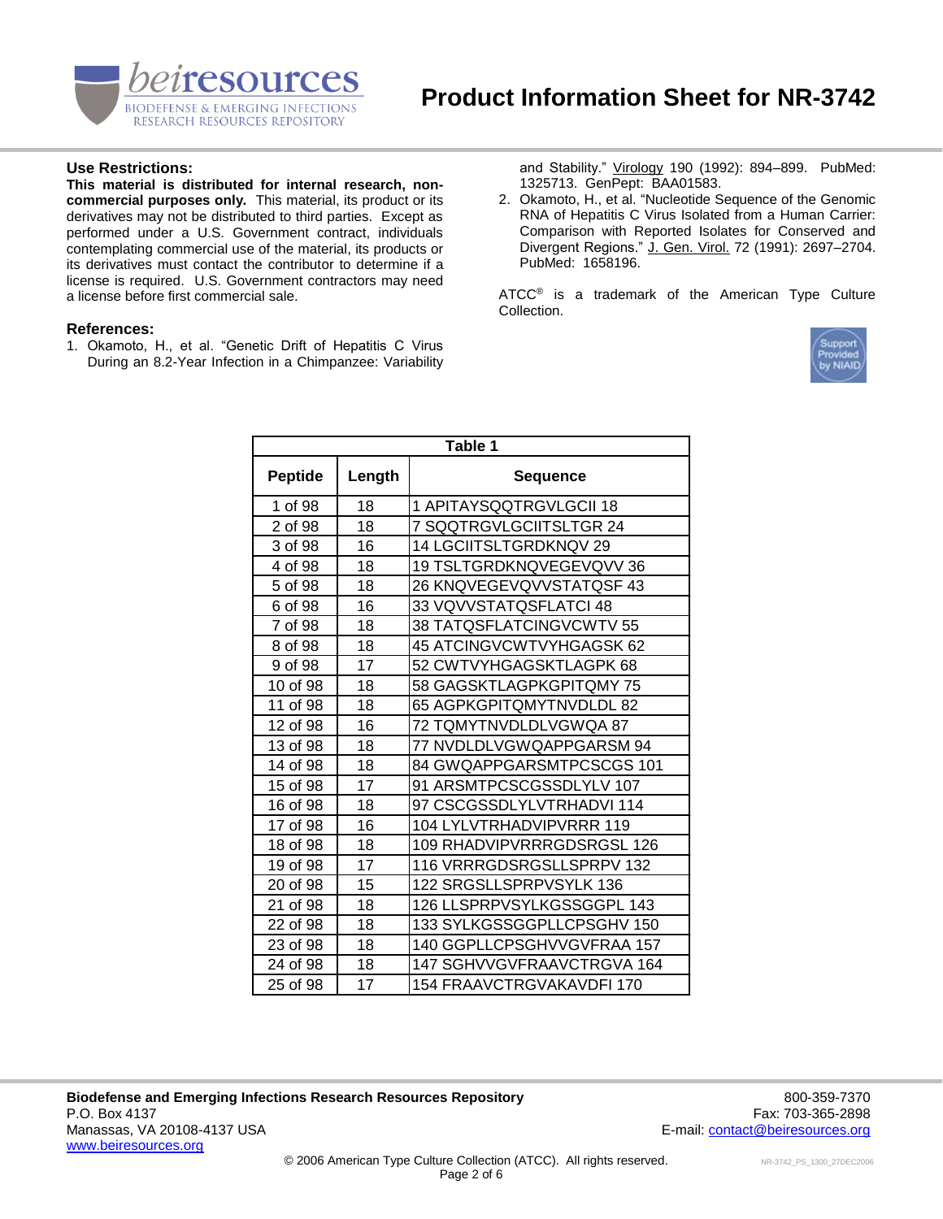### Use Restrictions:

**This material is distributed for internal research, non-commercial purposes only.** This material, its product or its derivatives may not be distributed to third parties. Except as performed under a U.S. Government contract, individuals contemplating commercial use of the material, its products or its derivatives must contact the contributor to determine if a license is required. U.S. Government contractors may need a license before first commercial sale.

### References:

1. Okamoto, H., et al. "Genetic Drift of Hepatitis C Virus During an 8.2-Year Infection in a Chimpanzee: Variability and Stability." Virology 190 (1992): 894–899. PubMed: 1325713. GenPept: BAA01583.
2. Okamoto, H., et al. "Nucleotide Sequence of the Genomic RNA of Hepatitis C Virus Isolated from a Human Carrier: Comparison with Reported Isolates for Conserved and Divergent Regions." J. Gen. Virol. 72 (1991): 2697–2704. PubMed: 1658196.

ATCC® is a trademark of the American Type Culture Collection.

| Table 1 | | |
|---|---|---|
| **Peptide** | **Length** | **Sequence** |
| 1 of 98 | 18 | 1 APITAYSQQTRGVLGCII 18 |
| 2 of 98 | 18 | 7 SQQTRGVLGCIITSLTGR 24 |
| 3 of 98 | 16 | 14 LGCIITSLTGRDKNQV 29 |
| 4 of 98 | 18 | 19 TSLTGRDKNQVEGEVQVV 36 |
| 5 of 98 | 18 | 26 KNQVEGEVQVVSTATQSF 43 |
| 6 of 98 | 16 | 33 VQVVSTATQSFLATCI 48 |
| 7 of 98 | 18 | 38 TATQSFLATCINGVCWTV 55 |
| 8 of 98 | 18 | 45 ATCINGVCWTVYHGAGSK 62 |
| 9 of 98 | 17 | 52 CWTVYHGAGSKTLAGPK 68 |
| 10 of 98 | 18 | 58 GAGSKTLAGPKGPITQMY 75 |
| 11 of 98 | 18 | 65 AGPKGPITQMYTNVDLDL 82 |
| 12 of 98 | 16 | 72 TQMYTNVDLDLVGWQA 87 |
| 13 of 98 | 18 | 77 NVDLDLVGWQAPPGARSM 94 |
| 14 of 98 | 18 | 84 GWQAPPGARSMTPCSCGS 101 |
| 15 of 98 | 17 | 91 ARSMTPCSCGSSDLYLV 107 |
| 16 of 98 | 18 | 97 CSCGSSDLYLVTRHADVI 114 |
| 17 of 98 | 16 | 104 LYLVTRHADVIPVRRR 119 |
| 18 of 98 | 18 | 109 RHADVIPVRRRGDSRGSL 126 |
| 19 of 98 | 17 | 116 VRRRGDSRGSLLSPRPV 132 |
| 20 of 98 | 15 | 122 SRGSLLSPRPVSYLK 136 |
| 21 of 98 | 18 | 126 LLSPRPVSYLKGSSGGPL 143 |
| 22 of 98 | 18 | 133 SYLKGSSGGPLLCPSGHV 150 |
| 23 of 98 | 18 | 140 GGPLLCPSGHVVGVFRAA 157 |
| 24 of 98 | 18 | 147 SGHVVGVFRAAVCTRGVA 164 |
| 25 of 98 | 17 | 154 FRAAVCTRGVAKAVDFI 170 |

**Biodefense and Emerging Infections Research Resources Repository**
P.O. Box 4137
Manassas, VA 20108-4137 USA
www.beiresources.org

800-359-7370
Fax: 703-365-2898
E-mail: contact@beiresources.org

© 2006 American Type Culture Collection (ATCC). All rights reserved.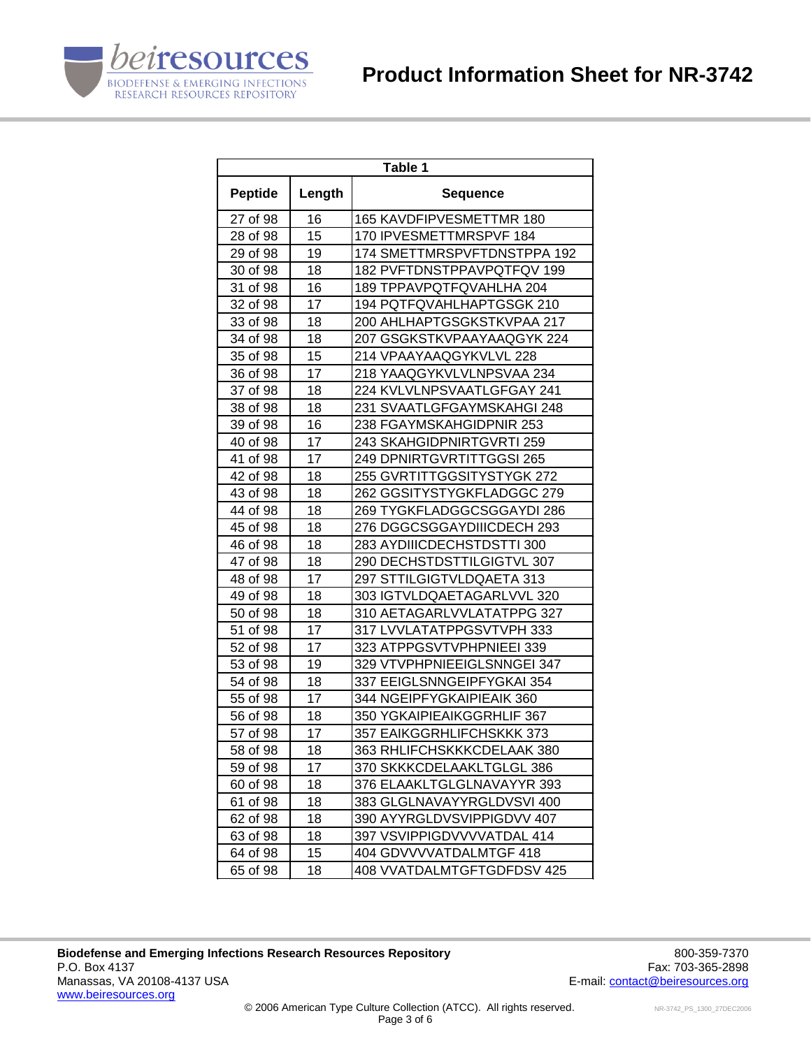| Table 1 | | |
|---|---|---|
| **Peptide** | **Length** | **Sequence** |
| 27 of 98 | 16 | 165 KAVDFIPVESMETTMR 180 |
| 28 of 98 | 15 | 170 IPVESMETTMRSPVF 184 |
| 29 of 98 | 19 | 174 SMETTMRSPVFTDNSTPPA 192 |
| 30 of 98 | 18 | 182 PVFTDNSTPPAVPQTFQV 199 |
| 31 of 98 | 16 | 189 TPPAVPQTFQVAHLHA 204 |
| 32 of 98 | 17 | 194 PQTFQVAHLHAPTGSGK 210 |
| 33 of 98 | 18 | 200 AHLHAPTGSGKSTKVPAA 217 |
| 34 of 98 | 18 | 207 GSGKSTKVPAAYAAQGYK 224 |
| 35 of 98 | 15 | 214 VPAAYAAQGYKVLVL 228 |
| 36 of 98 | 17 | 218 YAAQGYKVLVLNPSVAA 234 |
| 37 of 98 | 18 | 224 KVLVLNPSVAATLGFGAY 241 |
| 38 of 98 | 18 | 231 SVAATLGFGAYMSKAHGI 248 |
| 39 of 98 | 16 | 238 FGAYMSKAHGIDPNIR 253 |
| 40 of 98 | 17 | 243 SKAHGIDPNIRTGVRTI 259 |
| 41 of 98 | 17 | 249 DPNIRTGVRTITTGGSI 265 |
| 42 of 98 | 18 | 255 GVRTITTGGSITYSTYGK 272 |
| 43 of 98 | 18 | 262 GGSITYSTYGKFLADGGC 279 |
| 44 of 98 | 18 | 269 TYGKFLADGGCSGGAYDI 286 |
| 45 of 98 | 18 | 276 DGGCSGGAYDIIICDECH 293 |
| 46 of 98 | 18 | 283 AYDIIICDECHSTDSTTI 300 |
| 47 of 98 | 18 | 290 DECHSTDSTTILGIGTVL 307 |
| 48 of 98 | 17 | 297 STTILGIGTVLDQAETA 313 |
| 49 of 98 | 18 | 303 IGTVLDQAETAGARLVVL 320 |
| 50 of 98 | 18 | 310 AETAGARLVVLATATPPG 327 |
| 51 of 98 | 17 | 317 LVVLATATPPGSVTVPH 333 |
| 52 of 98 | 17 | 323 ATPPGSVTVPHPNIEEI 339 |
| 53 of 98 | 19 | 329 VTVPHPNIEEIGLSNNGEI 347 |
| 54 of 98 | 18 | 337 EEIGLSNNGEIPFYGKAI 354 |
| 55 of 98 | 17 | 344 NGEIPFYGKAIPIEAIK 360 |
| 56 of 98 | 18 | 350 YGKAIPIEAIKGGRHLIF 367 |
| 57 of 98 | 17 | 357 EAIKGGRHLIFCHSKKK 373 |
| 58 of 98 | 18 | 363 RHLIFCHSKKKCDELAAK 380 |
| 59 of 98 | 17 | 370 SKKKCDELAAKLTGLGL 386 |
| 60 of 98 | 18 | 376 ELAAKLTGLGLNAVAYYR 393 |
| 61 of 98 | 18 | 383 GLGLNAVAYYRGLDVSVI 400 |
| 62 of 98 | 18 | 390 AYYRGLDVSVIPPIGDVV 407 |
| 63 of 98 | 18 | 397 VSVIPPIGDVVVVATDAL 414 |
| 64 of 98 | 15 | 404 GDVVVVATDALMTGF 418 |
| 65 of 98 | 18 | 408 VVATDALMTGFTGDFDSV 425 |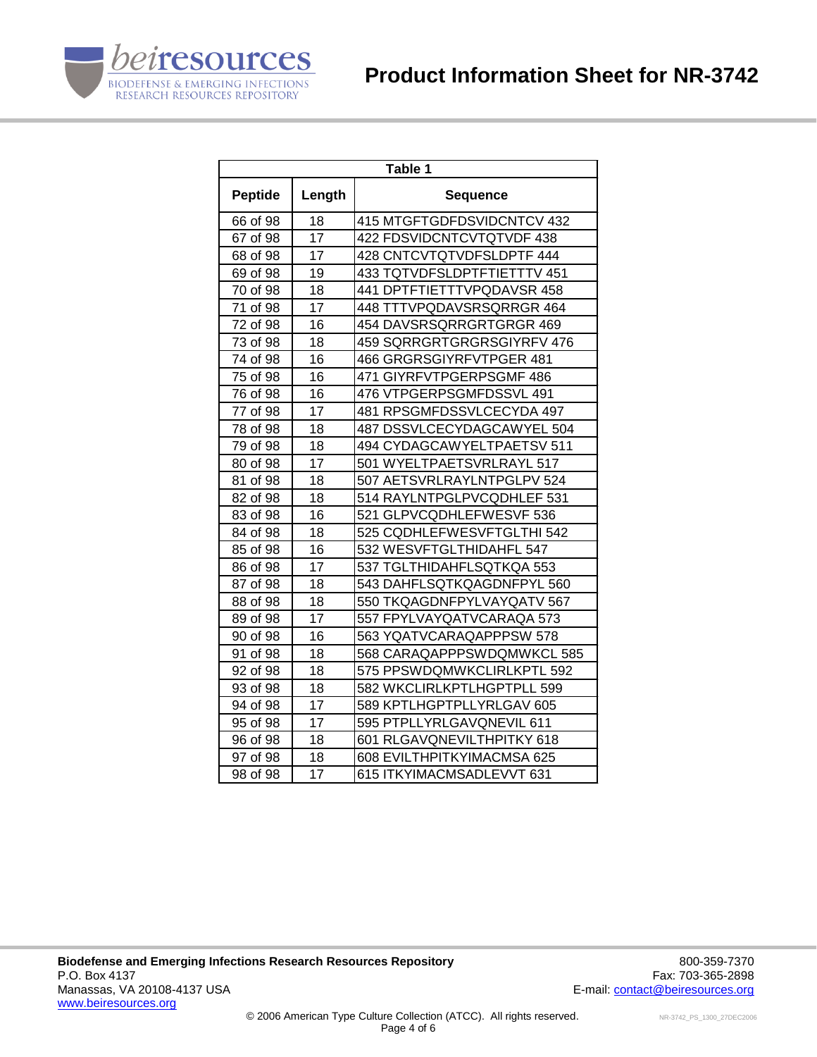| Table 1 | | |
|---|---|---|
| **Peptide** | **Length** | **Sequence** |
| 66 of 98 | 18 | 415 MTGFTGDFDSVIDCNTCV 432 |
| 67 of 98 | 17 | 422 FDSVIDCNTCVTQTVDF 438 |
| 68 of 98 | 17 | 428 CNTCVTQTVDFSLDPTF 444 |
| 69 of 98 | 19 | 433 TQTVDFSLDPTFTIETTTV 451 |
| 70 of 98 | 18 | 441 DPTFTIETTTVPQDAVSR 458 |
| 71 of 98 | 17 | 448 TTTVPQDAVSRSQRRGR 464 |
| 72 of 98 | 16 | 454 DAVSRSQRRGRTGRGR 469 |
| 73 of 98 | 18 | 459 SQRRGRTGRGRSGIYRFV 476 |
| 74 of 98 | 16 | 466 GRGRSGIYRFVTPGER 481 |
| 75 of 98 | 16 | 471 GIYRFVTPGERPSGMF 486 |
| 76 of 98 | 16 | 476 VTPGERPSGMFDSSVL 491 |
| 77 of 98 | 17 | 481 RPSGMFDSSVLCECYDA 497 |
| 78 of 98 | 18 | 487 DSSVLCECYDAGCAWYEL 504 |
| 79 of 98 | 18 | 494 CYDAGCAWYELTPAETSV 511 |
| 80 of 98 | 17 | 501 WYELTPAETSVRLRAYL 517 |
| 81 of 98 | 18 | 507 AETSVRLRAYLNTPGLPV 524 |
| 82 of 98 | 18 | 514 RAYLNTPGLPVCQDHLEF 531 |
| 83 of 98 | 16 | 521 GLPVCQDHLEFWESVF 536 |
| 84 of 98 | 18 | 525 CQDHLEFWESVFTGLTHI 542 |
| 85 of 98 | 16 | 532 WESVFTGLTHIDAHFL 547 |
| 86 of 98 | 17 | 537 TGLTHIDAHFLSQTKQA 553 |
| 87 of 98 | 18 | 543 DAHFLSQTKQAGDNFPYL 560 |
| 88 of 98 | 18 | 550 TKQAGDNFPYLVAYQATV 567 |
| 89 of 98 | 17 | 557 FPYLVAYQATVCARAQA 573 |
| 90 of 98 | 16 | 563 YQATVCARAQAPPPSW 578 |
| 91 of 98 | 18 | 568 CARAQAPPPSWDQMWKCL 585 |
| 92 of 98 | 18 | 575 PPSWDQMWKCLIRLKPTL 592 |
| 93 of 98 | 18 | 582 WKCLIRLKPTLHGPTPLL 599 |
| 94 of 98 | 17 | 589 KPTLHGPTPLLYRLGAV 605 |
| 95 of 98 | 17 | 595 PTPLLYRLGAVQNEVIL 611 |
| 96 of 98 | 18 | 601 RLGAVQNEVILTHPITKY 618 |
| 97 of 98 | 18 | 608 EVILTHPITKYIMACMSA 625 |
| 98 of 98 | 17 | 615 ITKYIMACMSADLEVVT 631 |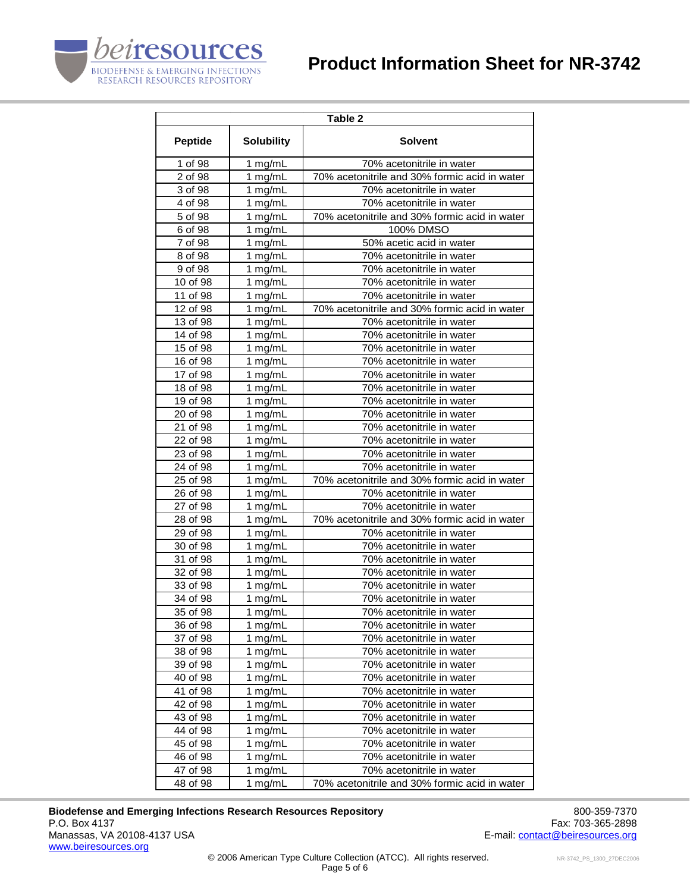| Table 2 | | |
|---|---|---|
| **Peptide** | **Solubility** | **Solvent** |
| 1 of 98 | 1 mg/mL | 70% acetonitrile in water |
| 2 of 98 | 1 mg/mL | 70% acetonitrile and 30% formic acid in water |
| 3 of 98 | 1 mg/mL | 70% acetonitrile in water |
| 4 of 98 | 1 mg/mL | 70% acetonitrile in water |
| 5 of 98 | 1 mg/mL | 70% acetonitrile and 30% formic acid in water |
| 6 of 98 | 1 mg/mL | 100% DMSO |
| 7 of 98 | 1 mg/mL | 50% acetic acid in water |
| 8 of 98 | 1 mg/mL | 70% acetonitrile in water |
| 9 of 98 | 1 mg/mL | 70% acetonitrile in water |
| 10 of 98 | 1 mg/mL | 70% acetonitrile in water |
| 11 of 98 | 1 mg/mL | 70% acetonitrile in water |
| 12 of 98 | 1 mg/mL | 70% acetonitrile and 30% formic acid in water |
| 13 of 98 | 1 mg/mL | 70% acetonitrile in water |
| 14 of 98 | 1 mg/mL | 70% acetonitrile in water |
| 15 of 98 | 1 mg/mL | 70% acetonitrile in water |
| 16 of 98 | 1 mg/mL | 70% acetonitrile in water |
| 17 of 98 | 1 mg/mL | 70% acetonitrile in water |
| 18 of 98 | 1 mg/mL | 70% acetonitrile in water |
| 19 of 98 | 1 mg/mL | 70% acetonitrile in water |
| 20 of 98 | 1 mg/mL | 70% acetonitrile in water |
| 21 of 98 | 1 mg/mL | 70% acetonitrile in water |
| 22 of 98 | 1 mg/mL | 70% acetonitrile in water |
| 23 of 98 | 1 mg/mL | 70% acetonitrile in water |
| 24 of 98 | 1 mg/mL | 70% acetonitrile in water |
| 25 of 98 | 1 mg/mL | 70% acetonitrile and 30% formic acid in water |
| 26 of 98 | 1 mg/mL | 70% acetonitrile in water |
| 27 of 98 | 1 mg/mL | 70% acetonitrile in water |
| 28 of 98 | 1 mg/mL | 70% acetonitrile and 30% formic acid in water |
| 29 of 98 | 1 mg/mL | 70% acetonitrile in water |
| 30 of 98 | 1 mg/mL | 70% acetonitrile in water |
| 31 of 98 | 1 mg/mL | 70% acetonitrile in water |
| 32 of 98 | 1 mg/mL | 70% acetonitrile in water |
| 33 of 98 | 1 mg/mL | 70% acetonitrile in water |
| 34 of 98 | 1 mg/mL | 70% acetonitrile in water |
| 35 of 98 | 1 mg/mL | 70% acetonitrile in water |
| 36 of 98 | 1 mg/mL | 70% acetonitrile in water |
| 37 of 98 | 1 mg/mL | 70% acetonitrile in water |
| 38 of 98 | 1 mg/mL | 70% acetonitrile in water |
| 39 of 98 | 1 mg/mL | 70% acetonitrile in water |
| 40 of 98 | 1 mg/mL | 70% acetonitrile in water |
| 41 of 98 | 1 mg/mL | 70% acetonitrile in water |
| 42 of 98 | 1 mg/mL | 70% acetonitrile in water |
| 43 of 98 | 1 mg/mL | 70% acetonitrile in water |
| 44 of 98 | 1 mg/mL | 70% acetonitrile in water |
| 45 of 98 | 1 mg/mL | 70% acetonitrile in water |
| 46 of 98 | 1 mg/mL | 70% acetonitrile in water |
| 47 of 98 | 1 mg/mL | 70% acetonitrile in water |
| 48 of 98 | 1 mg/mL | 70% acetonitrile and 30% formic acid in water |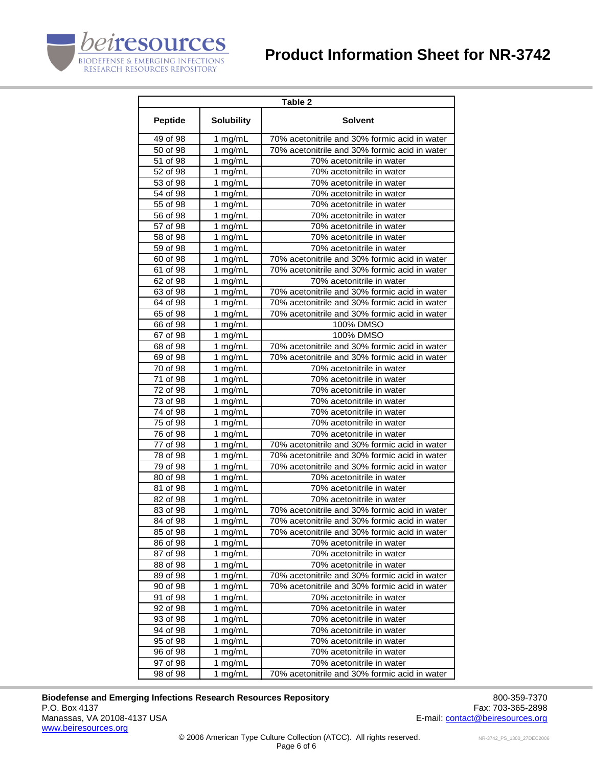| Table 2 | | |
|---|---|---|
| **Peptide** | **Solubility** | **Solvent** |
| 49 of 98 | 1 mg/mL | 70% acetonitrile and 30% formic acid in water |
| 50 of 98 | 1 mg/mL | 70% acetonitrile and 30% formic acid in water |
| 51 of 98 | 1 mg/mL | 70% acetonitrile in water |
| 52 of 98 | 1 mg/mL | 70% acetonitrile in water |
| 53 of 98 | 1 mg/mL | 70% acetonitrile in water |
| 54 of 98 | 1 mg/mL | 70% acetonitrile in water |
| 55 of 98 | 1 mg/mL | 70% acetonitrile in water |
| 56 of 98 | 1 mg/mL | 70% acetonitrile in water |
| 57 of 98 | 1 mg/mL | 70% acetonitrile in water |
| 58 of 98 | 1 mg/mL | 70% acetonitrile in water |
| 59 of 98 | 1 mg/mL | 70% acetonitrile in water |
| 60 of 98 | 1 mg/mL | 70% acetonitrile and 30% formic acid in water |
| 61 of 98 | 1 mg/mL | 70% acetonitrile and 30% formic acid in water |
| 62 of 98 | 1 mg/mL | 70% acetonitrile in water |
| 63 of 98 | 1 mg/mL | 70% acetonitrile and 30% formic acid in water |
| 64 of 98 | 1 mg/mL | 70% acetonitrile and 30% formic acid in water |
| 65 of 98 | 1 mg/mL | 70% acetonitrile and 30% formic acid in water |
| 66 of 98 | 1 mg/mL | 100% DMSO |
| 67 of 98 | 1 mg/mL | 100% DMSO |
| 68 of 98 | 1 mg/mL | 70% acetonitrile and 30% formic acid in water |
| 69 of 98 | 1 mg/mL | 70% acetonitrile and 30% formic acid in water |
| 70 of 98 | 1 mg/mL | 70% acetonitrile in water |
| 71 of 98 | 1 mg/mL | 70% acetonitrile in water |
| 72 of 98 | 1 mg/mL | 70% acetonitrile in water |
| 73 of 98 | 1 mg/mL | 70% acetonitrile in water |
| 74 of 98 | 1 mg/mL | 70% acetonitrile in water |
| 75 of 98 | 1 mg/mL | 70% acetonitrile in water |
| 76 of 98 | 1 mg/mL | 70% acetonitrile in water |
| 77 of 98 | 1 mg/mL | 70% acetonitrile and 30% formic acid in water |
| 78 of 98 | 1 mg/mL | 70% acetonitrile and 30% formic acid in water |
| 79 of 98 | 1 mg/mL | 70% acetonitrile and 30% formic acid in water |
| 80 of 98 | 1 mg/mL | 70% acetonitrile in water |
| 81 of 98 | 1 mg/mL | 70% acetonitrile in water |
| 82 of 98 | 1 mg/mL | 70% acetonitrile in water |
| 83 of 98 | 1 mg/mL | 70% acetonitrile and 30% formic acid in water |
| 84 of 98 | 1 mg/mL | 70% acetonitrile and 30% formic acid in water |
| 85 of 98 | 1 mg/mL | 70% acetonitrile and 30% formic acid in water |
| 86 of 98 | 1 mg/mL | 70% acetonitrile in water |
| 87 of 98 | 1 mg/mL | 70% acetonitrile in water |
| 88 of 98 | 1 mg/mL | 70% acetonitrile in water |
| 89 of 98 | 1 mg/mL | 70% acetonitrile and 30% formic acid in water |
| 90 of 98 | 1 mg/mL | 70% acetonitrile and 30% formic acid in water |
| 91 of 98 | 1 mg/mL | 70% acetonitrile in water |
| 92 of 98 | 1 mg/mL | 70% acetonitrile in water |
| 93 of 98 | 1 mg/mL | 70% acetonitrile in water |
| 94 of 98 | 1 mg/mL | 70% acetonitrile in water |
| 95 of 98 | 1 mg/mL | 70% acetonitrile in water |
| 96 of 98 | 1 mg/mL | 70% acetonitrile in water |
| 97 of 98 | 1 mg/mL | 70% acetonitrile in water |
| 98 of 98 | 1 mg/mL | 70% acetonitrile and 30% formic acid in water |